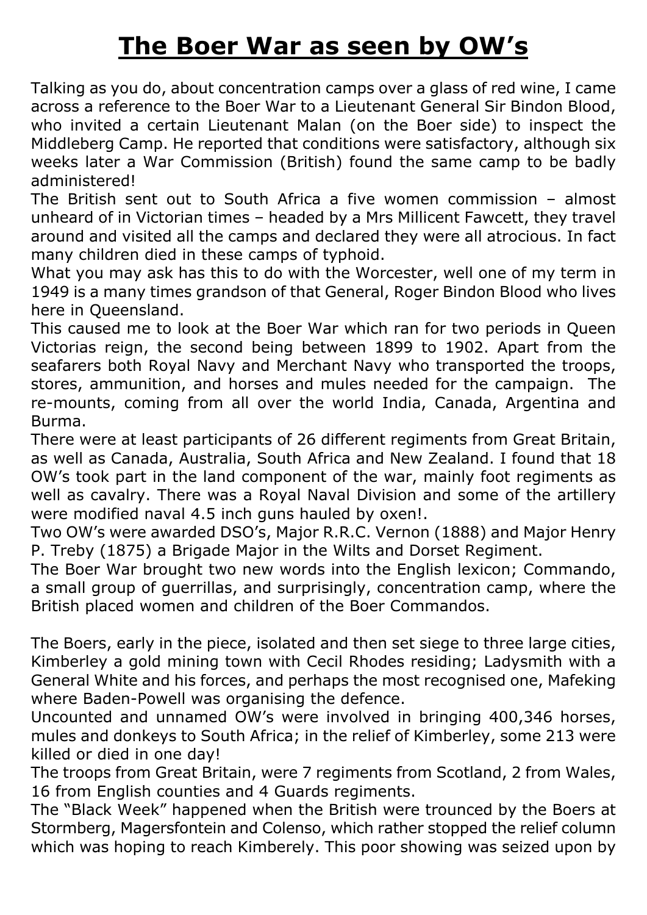# The Boer War as seen by OW's

Talking as you do, about concentration camps over a glass of red wine, I came across a reference to the Boer War to a Lieutenant General Sir Bindon Blood, who invited a certain Lieutenant Malan (on the Boer side) to inspect the Middleberg Camp. He reported that conditions were satisfactory, although six weeks later a War Commission (British) found the same camp to be badly administered!

The British sent out to South Africa a five women commission – almost unheard of in Victorian times – headed by a Mrs Millicent Fawcett, they travel around and visited all the camps and declared they were all atrocious. In fact many children died in these camps of typhoid.

What you may ask has this to do with the Worcester, well one of my term in 1949 is a many times grandson of that General, Roger Bindon Blood who lives here in Queensland.

This caused me to look at the Boer War which ran for two periods in Queen Victorias reign, the second being between 1899 to 1902. Apart from the seafarers both Royal Navy and Merchant Navy who transported the troops, stores, ammunition, and horses and mules needed for the campaign. The re-mounts, coming from all over the world India, Canada, Argentina and Burma.

There were at least participants of 26 different regiments from Great Britain, as well as Canada, Australia, South Africa and New Zealand. I found that 18 OW's took part in the land component of the war, mainly foot regiments as well as cavalry. There was a Royal Naval Division and some of the artillery were modified naval 4.5 inch guns hauled by oxen!.

Two OW's were awarded DSO's, Major R.R.C. Vernon (1888) and Major Henry P. Treby (1875) a Brigade Major in the Wilts and Dorset Regiment.

The Boer War brought two new words into the English lexicon; Commando, a small group of guerrillas, and surprisingly, concentration camp, where the British placed women and children of the Boer Commandos.

The Boers, early in the piece, isolated and then set siege to three large cities, Kimberley a gold mining town with Cecil Rhodes residing; Ladysmith with a General White and his forces, and perhaps the most recognised one, Mafeking where Baden-Powell was organising the defence.

Uncounted and unnamed OW's were involved in bringing 400,346 horses, mules and donkeys to South Africa; in the relief of Kimberley, some 213 were killed or died in one day!

The troops from Great Britain, were 7 regiments from Scotland, 2 from Wales, 16 from English counties and 4 Guards regiments.

The "Black Week" happened when the British were trounced by the Boers at Stormberg, Magersfontein and Colenso, which rather stopped the relief column which was hoping to reach Kimberely. This poor showing was seized upon by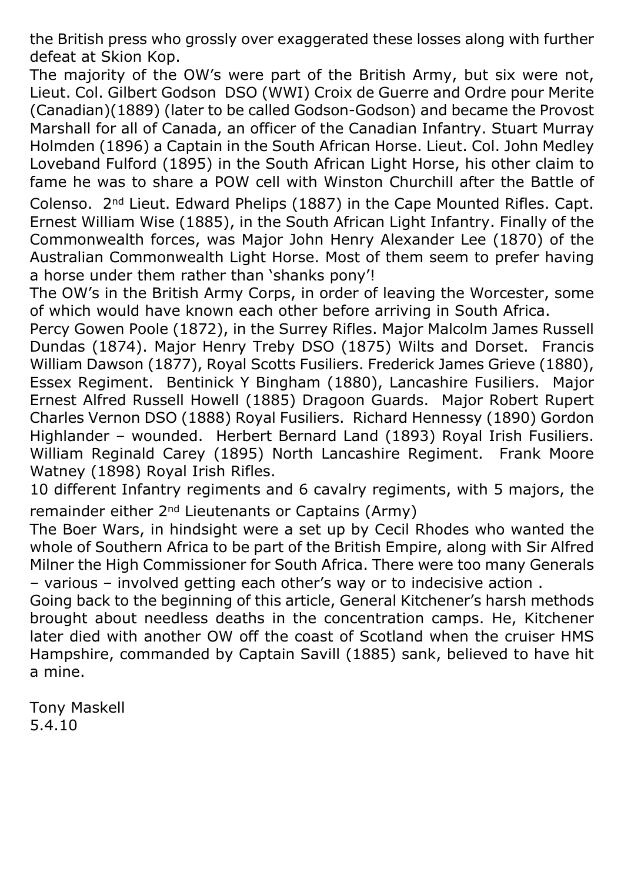the British press who grossly over exaggerated these losses along with further defeat at Skion Kop.

The majority of the OW's were part of the British Army, but six were not, Lieut. Col. Gilbert Godson DSO (WWI) Croix de Guerre and Ordre pour Merite (Canadian)(1889) (later to be called Godson-Godson) and became the Provost Marshall for all of Canada, an officer of the Canadian Infantry. Stuart Murray Holmden (1896) a Captain in the South African Horse. Lieut. Col. John Medley Loveband Fulford (1895) in the South African Light Horse, his other claim to fame he was to share a POW cell with Winston Churchill after the Battle of Colenso. 2nd Lieut. Edward Phelips (1887) in the Cape Mounted Rifles. Capt. Ernest William Wise (1885), in the South African Light Infantry. Finally of the Commonwealth forces, was Major John Henry Alexander Lee (1870) of the Australian Commonwealth Light Horse. Most of them seem to prefer having a horse under them rather than 'shanks pony'!

The OW's in the British Army Corps, in order of leaving the Worcester, some of which would have known each other before arriving in South Africa.

Percy Gowen Poole (1872), in the Surrey Rifles. Major Malcolm James Russell Dundas (1874). Major Henry Treby DSO (1875) Wilts and Dorset. Francis William Dawson (1877), Royal Scotts Fusiliers. Frederick James Grieve (1880), Essex Regiment. Bentinick Y Bingham (1880), Lancashire Fusiliers. Major Ernest Alfred Russell Howell (1885) Dragoon Guards. Major Robert Rupert Charles Vernon DSO (1888) Royal Fusiliers. Richard Hennessy (1890) Gordon Highlander – wounded. Herbert Bernard Land (1893) Royal Irish Fusiliers. William Reginald Carey (1895) North Lancashire Regiment. Frank Moore Watney (1898) Royal Irish Rifles.

10 different Infantry regiments and 6 cavalry regiments, with 5 majors, the remainder either 2nd Lieutenants or Captains (Army)

The Boer Wars, in hindsight were a set up by Cecil Rhodes who wanted the whole of Southern Africa to be part of the British Empire, along with Sir Alfred Milner the High Commissioner for South Africa. There were too many Generals – various – involved getting each other's way or to indecisive action .

Going back to the beginning of this article, General Kitchener's harsh methods brought about needless deaths in the concentration camps. He, Kitchener later died with another OW off the coast of Scotland when the cruiser HMS Hampshire, commanded by Captain Savill (1885) sank, believed to have hit a mine.

Tony Maskell
5.4.10